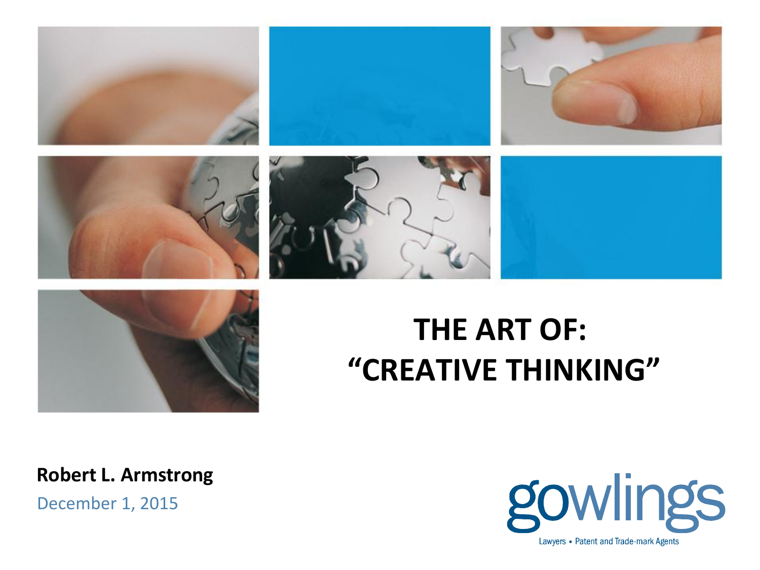# THE ART OF: "CREATIVE THINKING"

**Robert L. Armstrong**

December 1, 2015

gowlings

Lawyers • Patent and Trade-mark Agents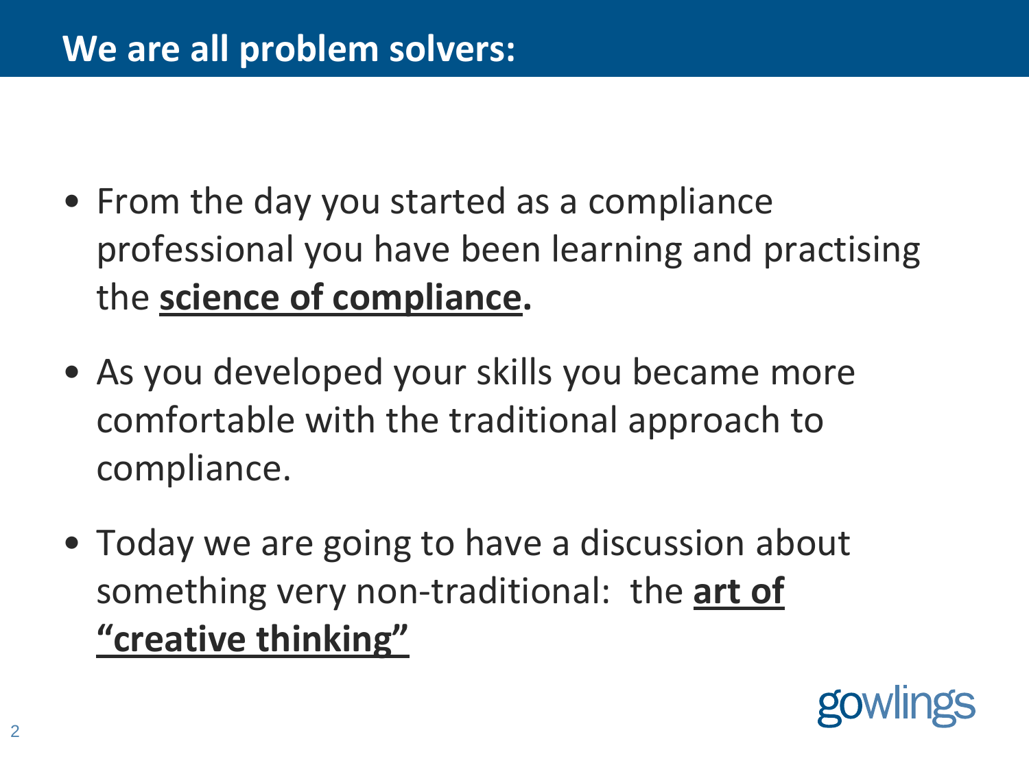## We are all problem solvers:

- From the day you started as a compliance professional you have been learning and practising the **science of compliance.**
- As you developed your skills you became more comfortable with the traditional approach to compliance.
- Today we are going to have a discussion about something very non-traditional: the **art of "creative thinking"**

gowlings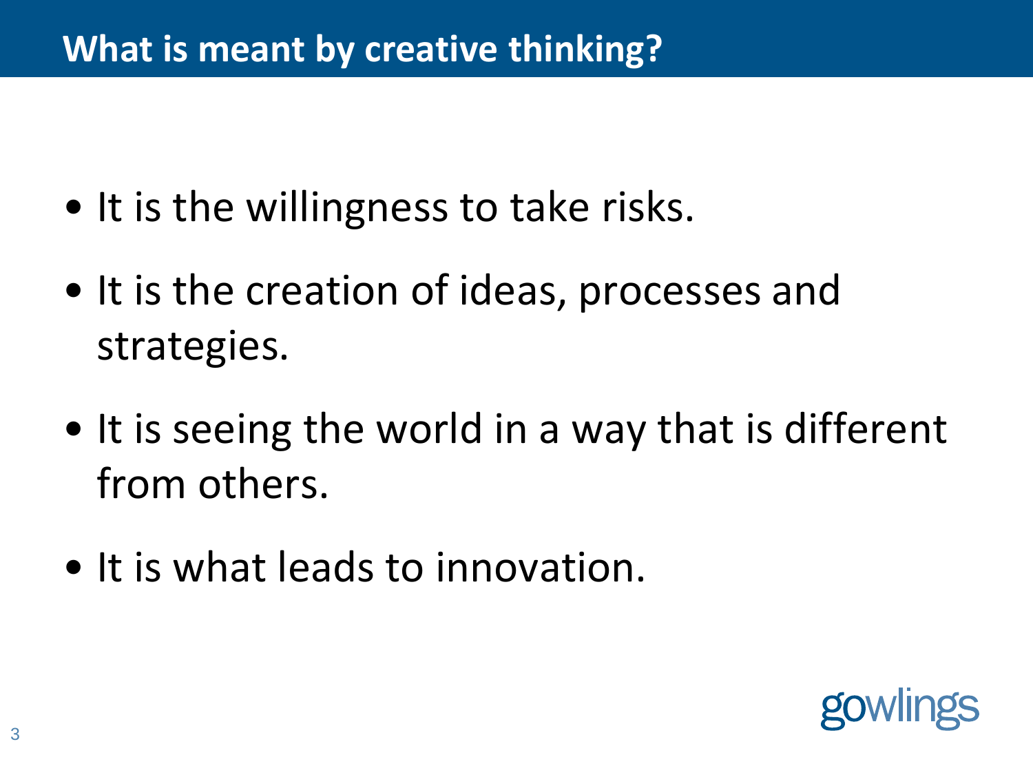## What is meant by creative thinking?

- It is the willingness to take risks.
- It is the creation of ideas, processes and strategies.
- It is seeing the world in a way that is different from others.
- It is what leads to innovation.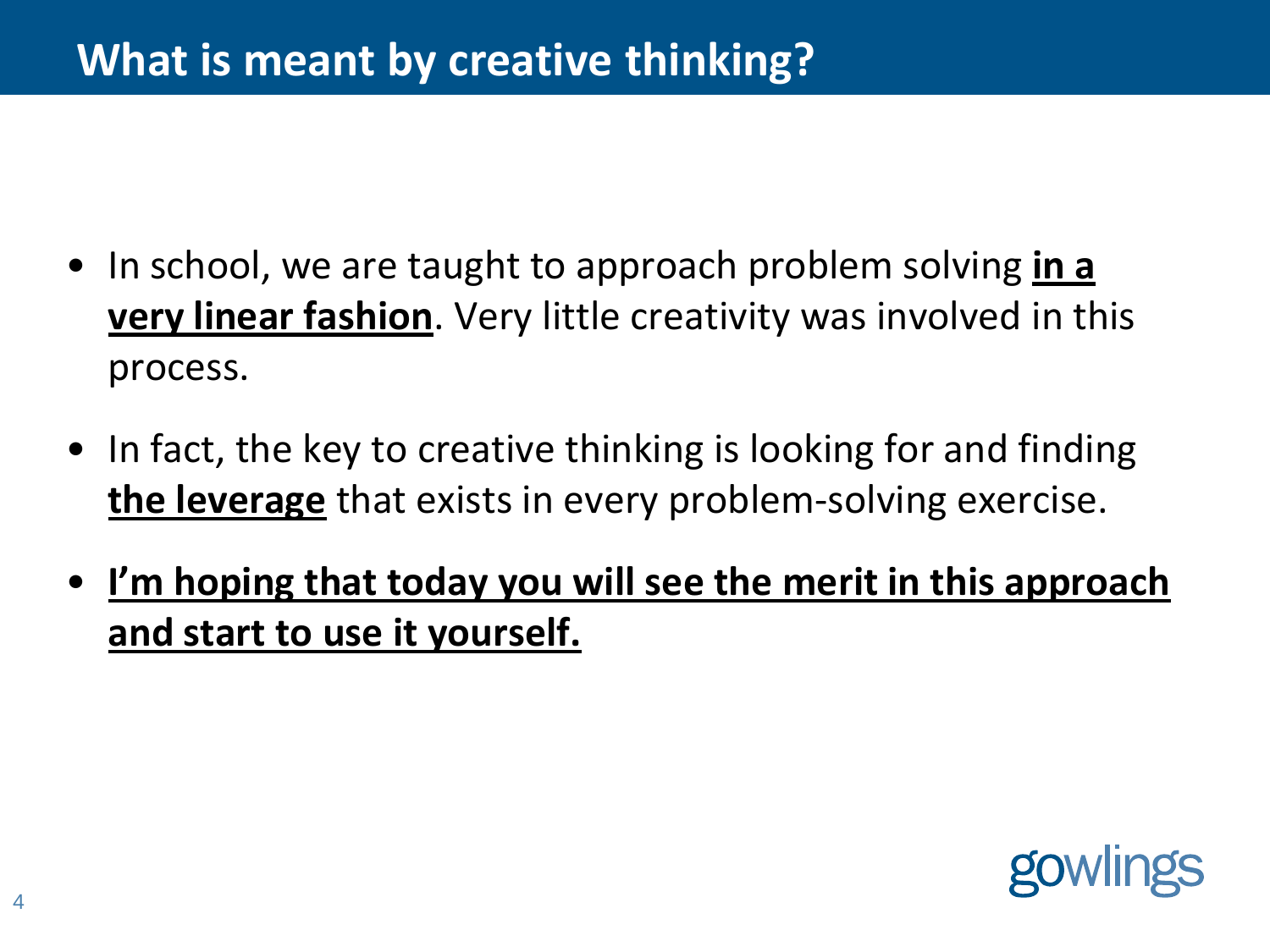# What is meant by creative thinking?

- In school, we are taught to approach problem solving **in a very linear fashion**. Very little creativity was involved in this process.
- In fact, the key to creative thinking is looking for and finding **the leverage** that exists in every problem-solving exercise.
- **I'm hoping that today you will see the merit in this approach and start to use it yourself.**

gowlings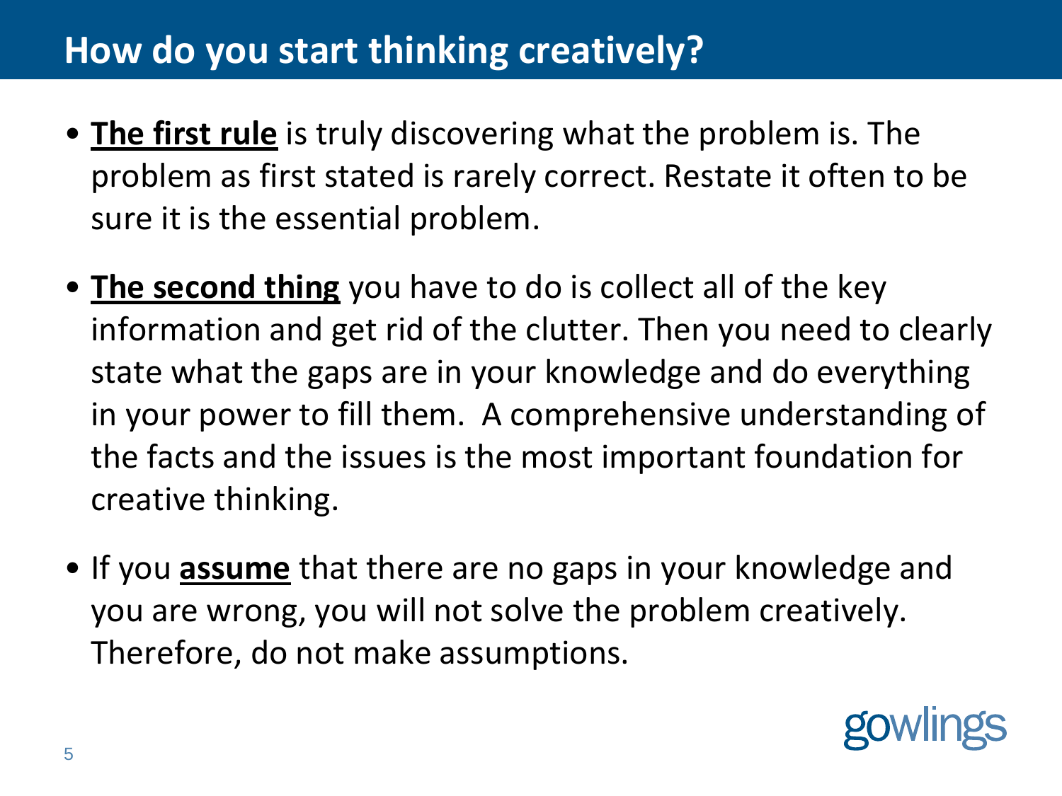# How do you start thinking creatively?

- **The first rule** is truly discovering what the problem is. The problem as first stated is rarely correct. Restate it often to be sure it is the essential problem.
- **The second thing** you have to do is collect all of the key information and get rid of the clutter. Then you need to clearly state what the gaps are in your knowledge and do everything in your power to fill them. A comprehensive understanding of the facts and the issues is the most important foundation for creative thinking.
- If you **assume** that there are no gaps in your knowledge and you are wrong, you will not solve the problem creatively. Therefore, do not make assumptions.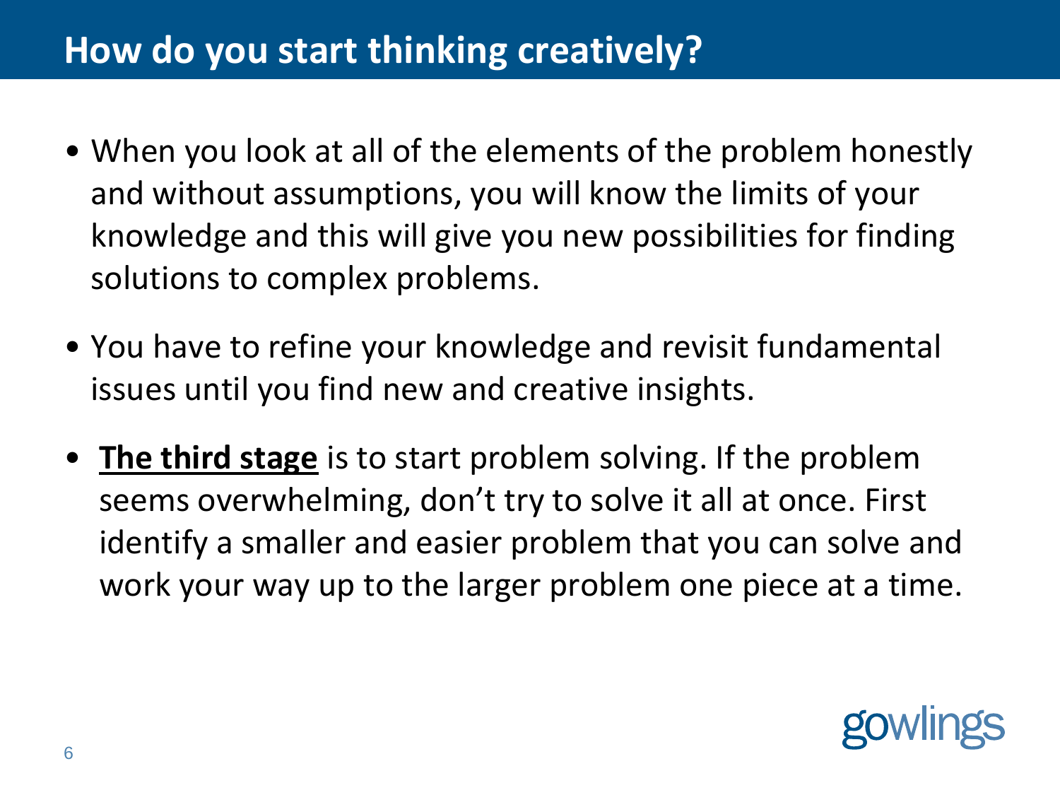# How do you start thinking creatively?

- When you look at all of the elements of the problem honestly and without assumptions, you will know the limits of your knowledge and this will give you new possibilities for finding solutions to complex problems.
- You have to refine your knowledge and revisit fundamental issues until you find new and creative insights.
- **The third stage** is to start problem solving. If the problem seems overwhelming, don't try to solve it all at once. First identify a smaller and easier problem that you can solve and work your way up to the larger problem one piece at a time.

gowlings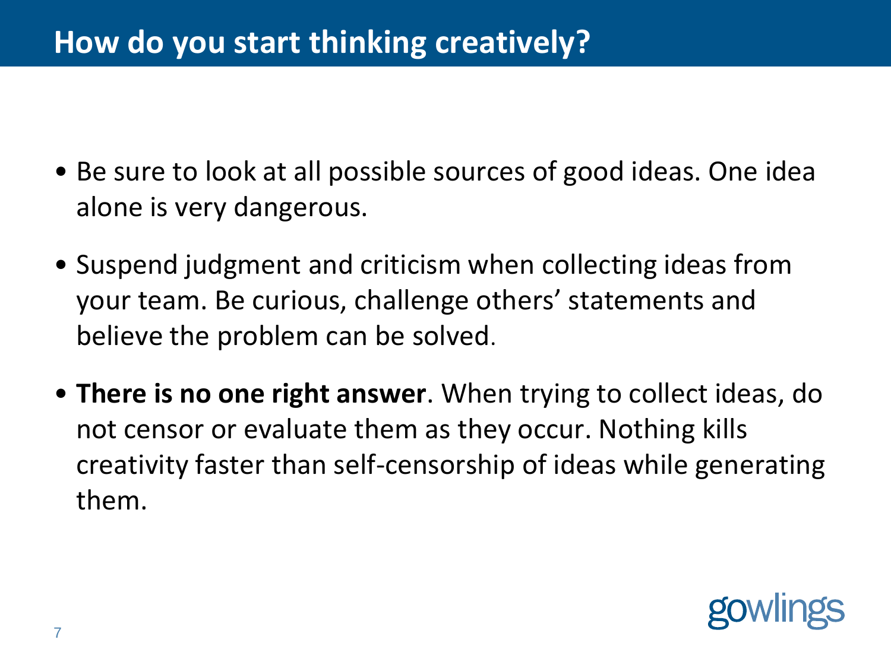# How do you start thinking creatively?

- Be sure to look at all possible sources of good ideas. One idea alone is very dangerous.
- Suspend judgment and criticism when collecting ideas from your team. Be curious, challenge others' statements and believe the problem can be solved.
- **There is no one right answer**. When trying to collect ideas, do not censor or evaluate them as they occur. Nothing kills creativity faster than self-censorship of ideas while generating them.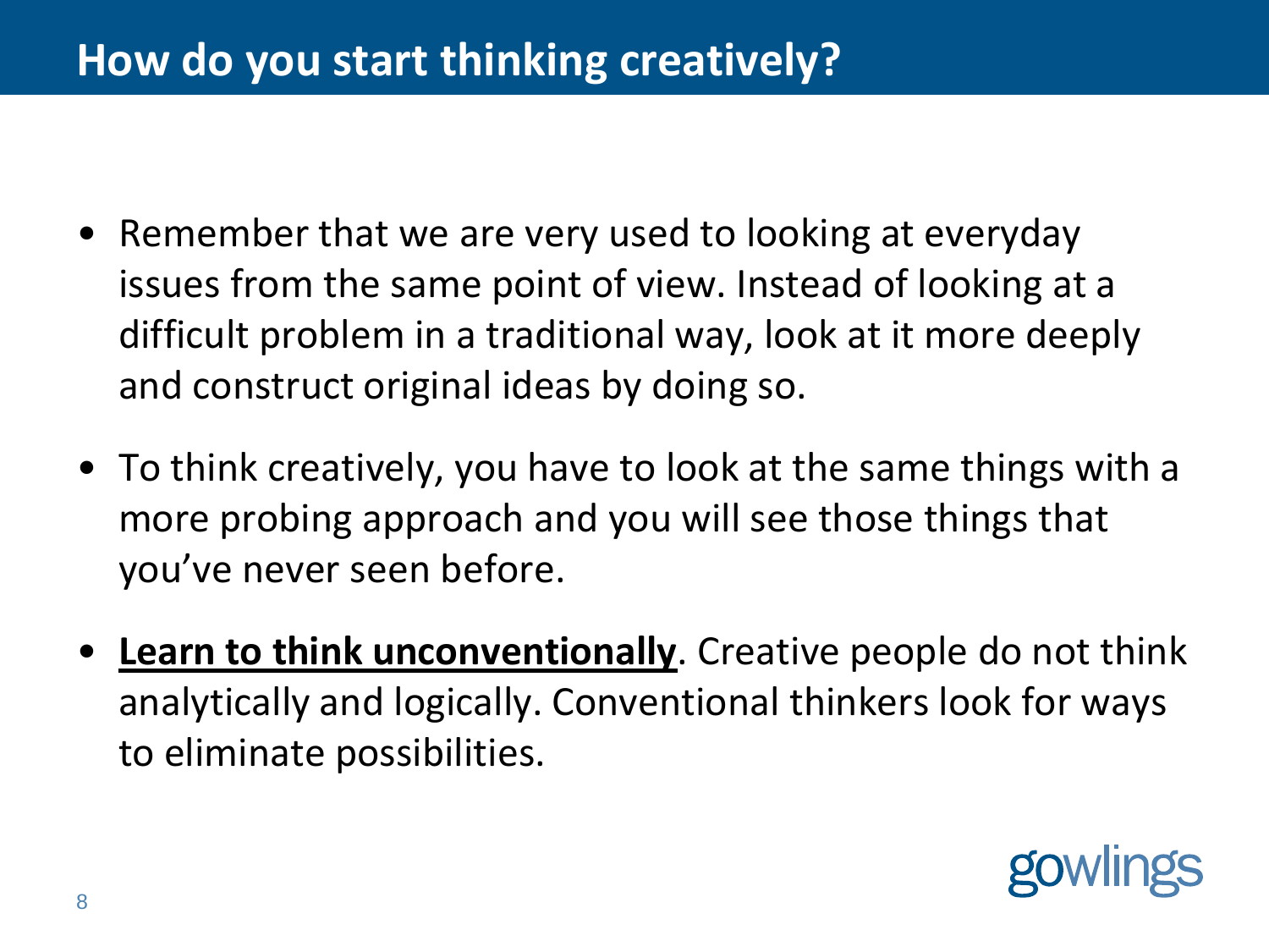# How do you start thinking creatively?

- Remember that we are very used to looking at everyday issues from the same point of view. Instead of looking at a difficult problem in a traditional way, look at it more deeply and construct original ideas by doing so.
- To think creatively, you have to look at the same things with a more probing approach and you will see those things that you've never seen before.
- <u>**Learn to think unconventionally**</u>. Creative people do not think analytically and logically. Conventional thinkers look for ways to eliminate possibilities.

gowlings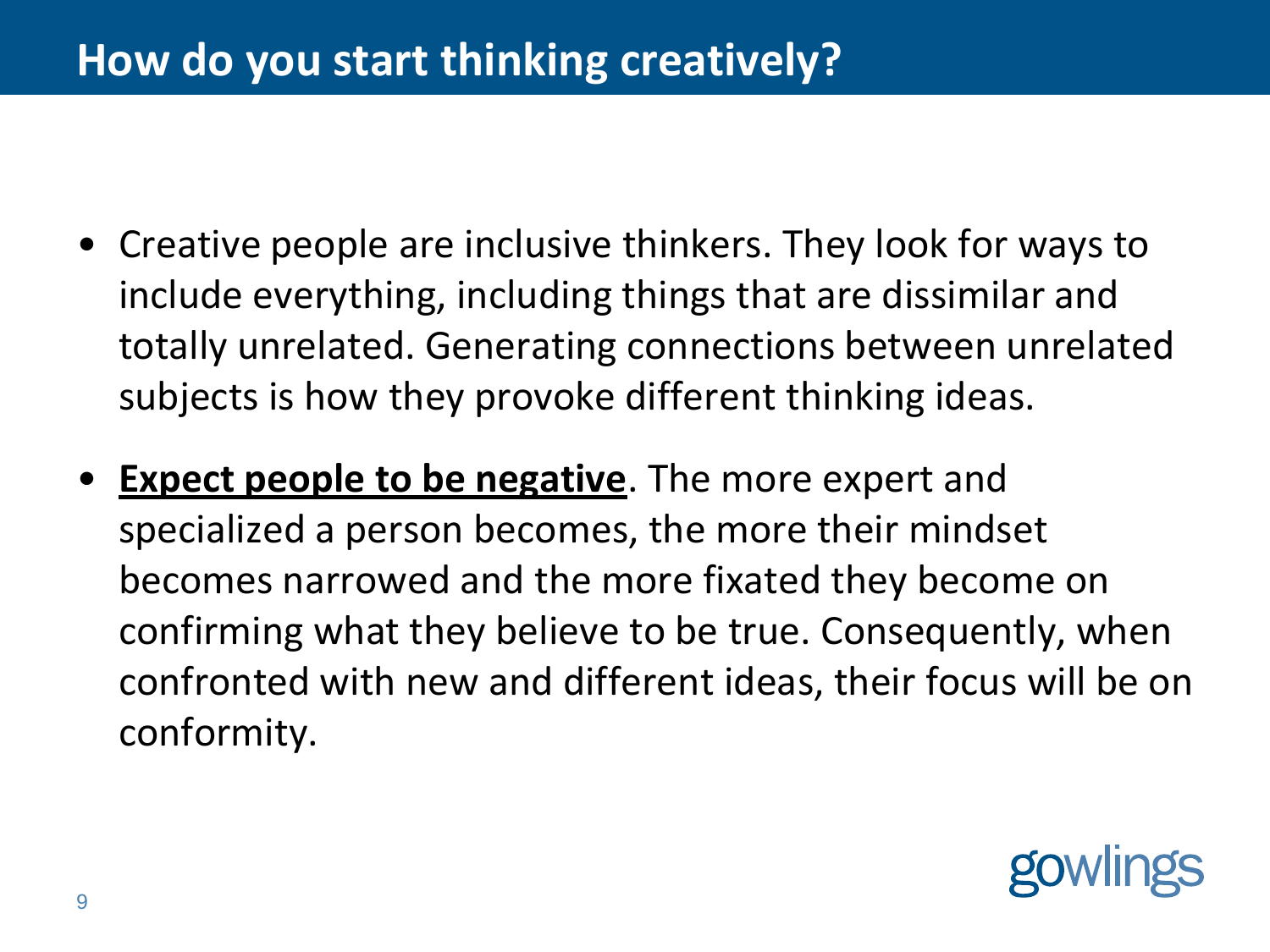# How do you start thinking creatively?

- Creative people are inclusive thinkers. They look for ways to include everything, including things that are dissimilar and totally unrelated. Generating connections between unrelated subjects is how they provoke different thinking ideas.

- **<u>Expect people to be negative</u>**. The more expert and specialized a person becomes, the more their mindset becomes narrowed and the more fixated they become on confirming what they believe to be true. Consequently, when confronted with new and different ideas, their focus will be on conformity.

gowlings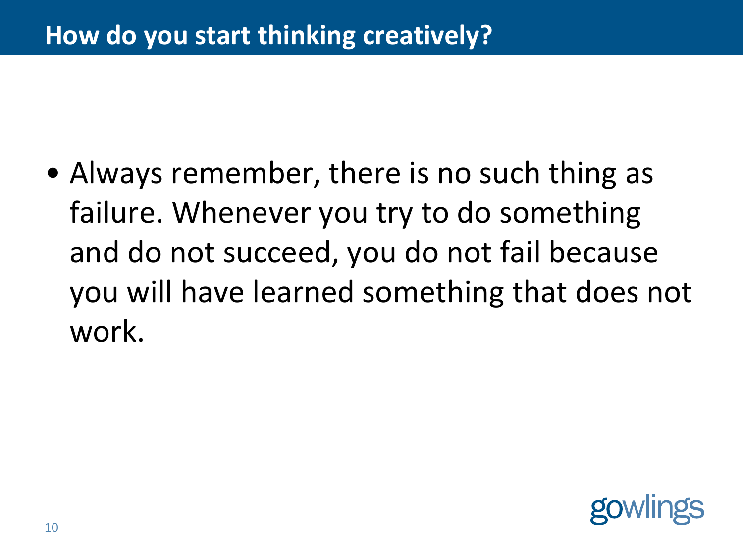# How do you start thinking creatively?

- Always remember, there is no such thing as failure. Whenever you try to do something and do not succeed, you do not fail because you will have learned something that does not work.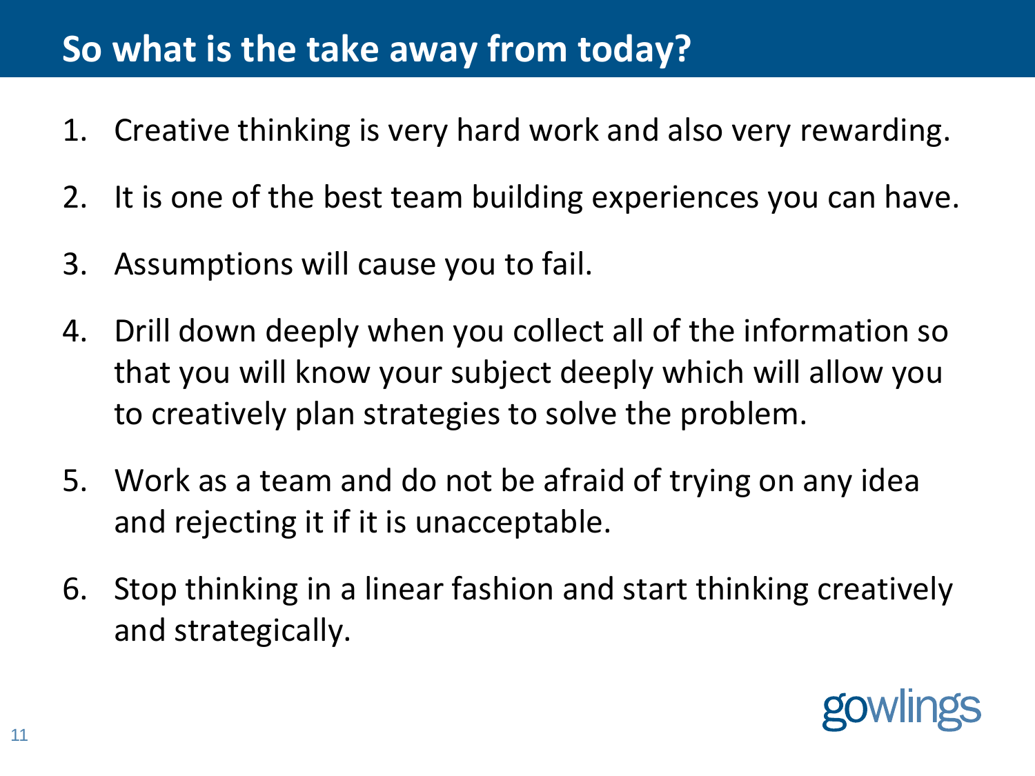# So what is the take away from today?

1. Creative thinking is very hard work and also very rewarding.
2. It is one of the best team building experiences you can have.
3. Assumptions will cause you to fail.
4. Drill down deeply when you collect all of the information so that you will know your subject deeply which will allow you to creatively plan strategies to solve the problem.
5. Work as a team and do not be afraid of trying on any idea and rejecting it if it is unacceptable.
6. Stop thinking in a linear fashion and start thinking creatively and strategically.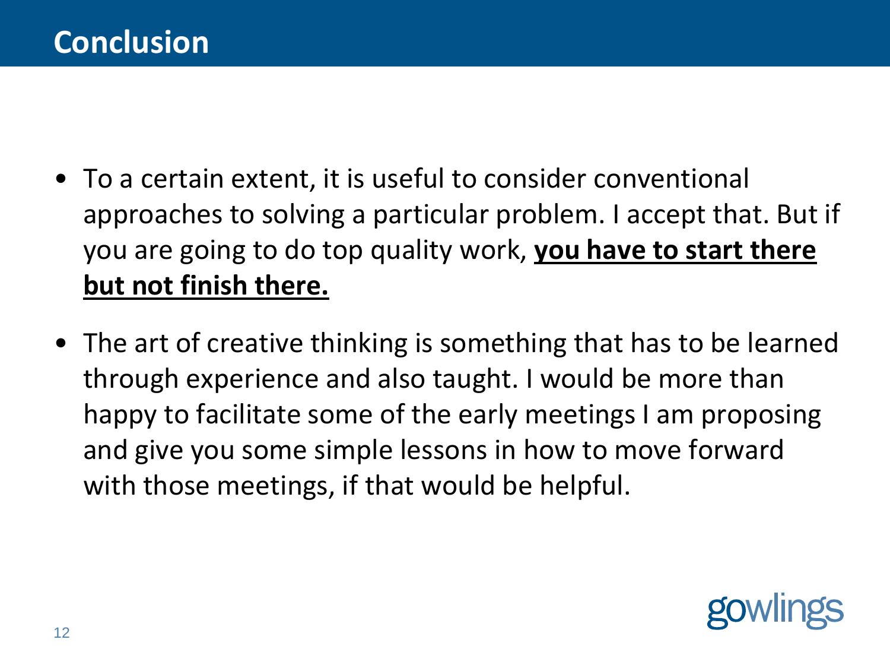# Conclusion

- To a certain extent, it is useful to consider conventional approaches to solving a particular problem. I accept that. But if you are going to do top quality work, **<u>you have to start there but not finish there.</u>**
- The art of creative thinking is something that has to be learned through experience and also taught. I would be more than happy to facilitate some of the early meetings I am proposing and give you some simple lessons in how to move forward with those meetings, if that would be helpful.

gowlings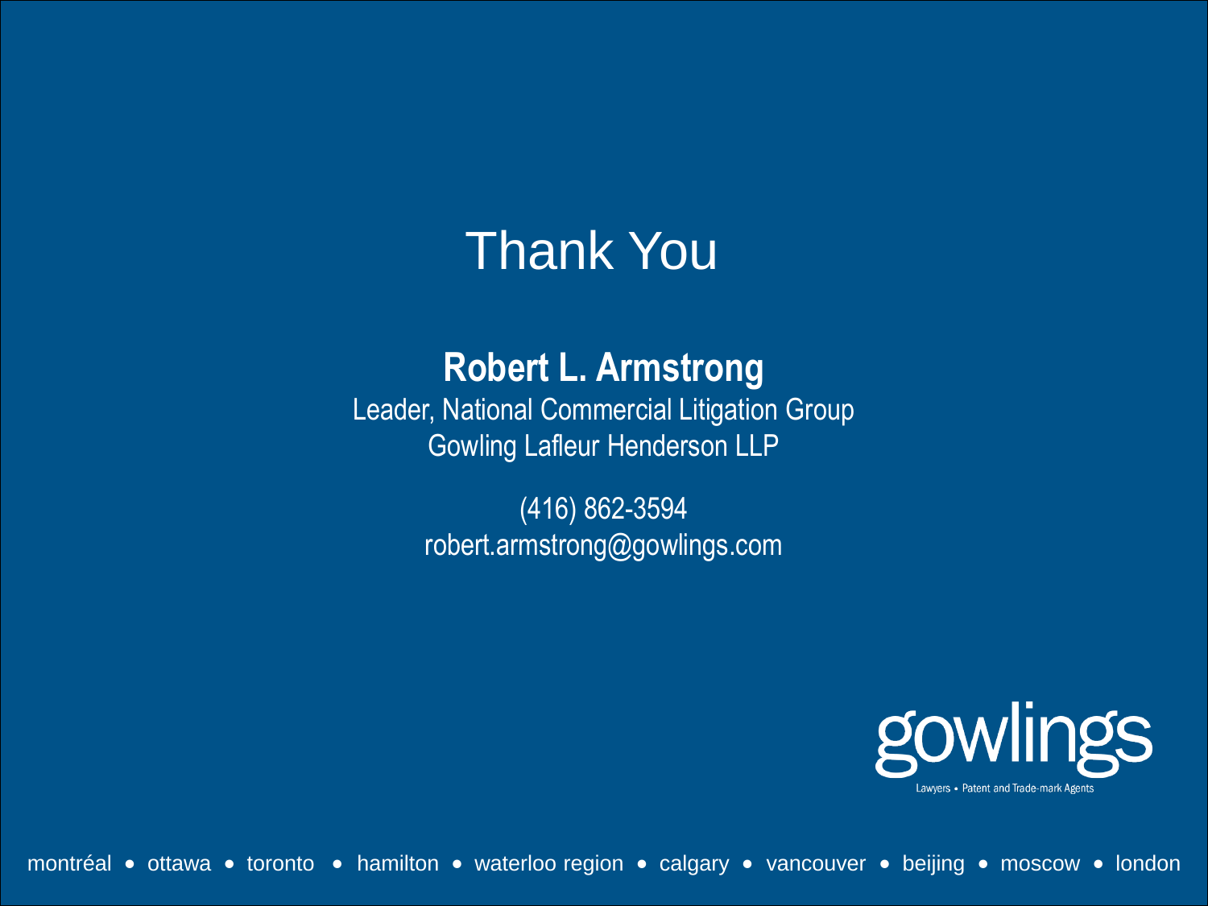# Thank You

**Robert L. Armstrong**

Leader, National Commercial Litigation Group

Gowling Lafleur Henderson LLP

(416) 862-3594

robert.armstrong@gowlings.com

gowlings

Lawyers • Patent and Trade-mark Agents

montréal • ottawa • toronto • hamilton • waterloo region • calgary • vancouver • beijing • moscow • london